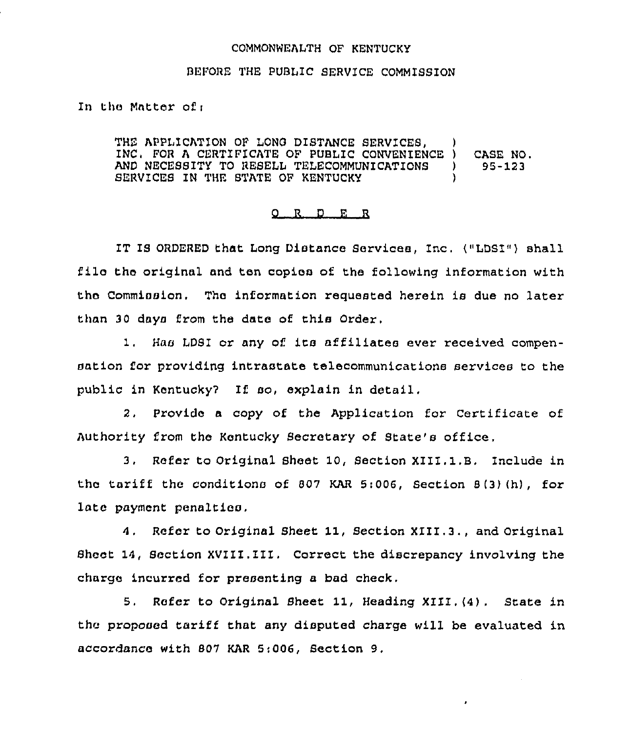COMMONWEALTH OF KENTUCKY

BEFORE THE PUBLIC SERVICE COMMISSION

In the Matter of:

| | | |
|---|---|---|
| THE APPLICATION OF LONG DISTANCE SERVICES, INC. FOR A CERTIFICATE OF PUBLIC CONVENIENCE AND NECESSITY TO RESELL TELECOMMUNICATIONS SERVICES IN THE STATE OF KENTUCKY | ) | CASE NO. 95-123 |

## O R D E R

IT IS ORDERED that Long Distance Services, Inc. ("LDSI") shall file the original and ten copies of the following information with the Commission. The information requested herein is due no later than 30 days from the date of this Order.

1. Has LDSI or any of its affiliates ever received compensation for providing intrastate telecommunications services to the public in Kentucky? If so, explain in detail.

2. Provide a copy of the Application for Certificate of Authority from the Kentucky Secretary of State's office.

3. Refer to Original Sheet 10, Section XIII.1.B. Include in the tariff the conditions of 807 KAR 5:006, Section 8(3)(h), for late payment penalties.

4. Refer to Original Sheet 11, Section XIII.3., and Original Sheet 14, Section XVIII.III. Correct the discrepancy involving the charge incurred for presenting a bad check.

5. Refer to Original Sheet 11, Heading XIII.(4). State in the proposed tariff that any disputed charge will be evaluated in accordance with 807 KAR 5:006, Section 9.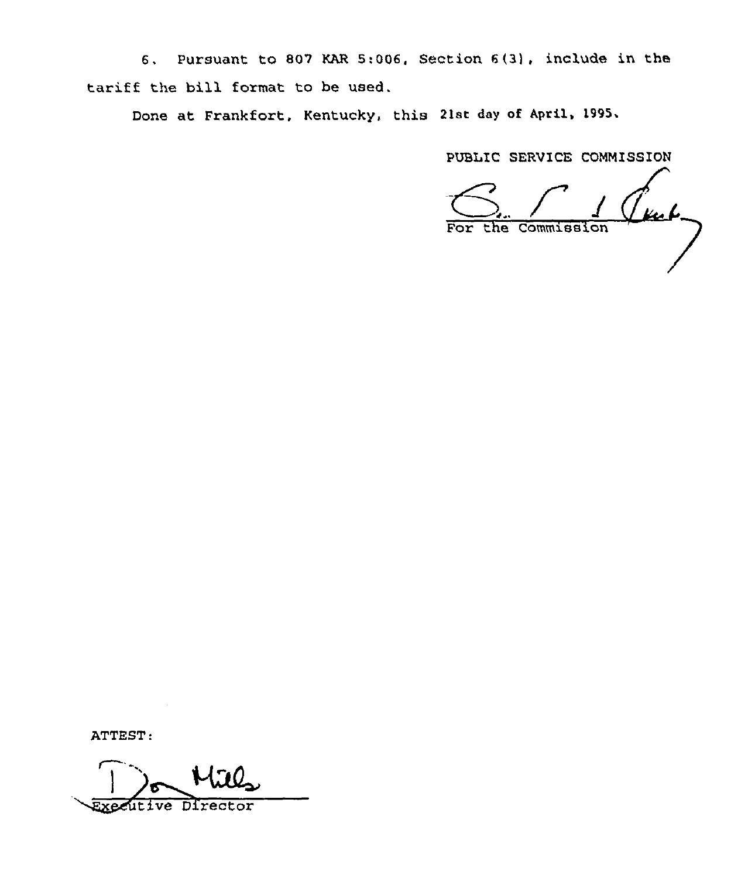6. Pursuant to 807 KAR 5:006, Section 6(3), include in the tariff the bill format to be used.

Done at Frankfort, Kentucky, this 21st day of April, 1995.

PUBLIC SERVICE COMMISSION

For the Commission

ATTEST:

Executive Director